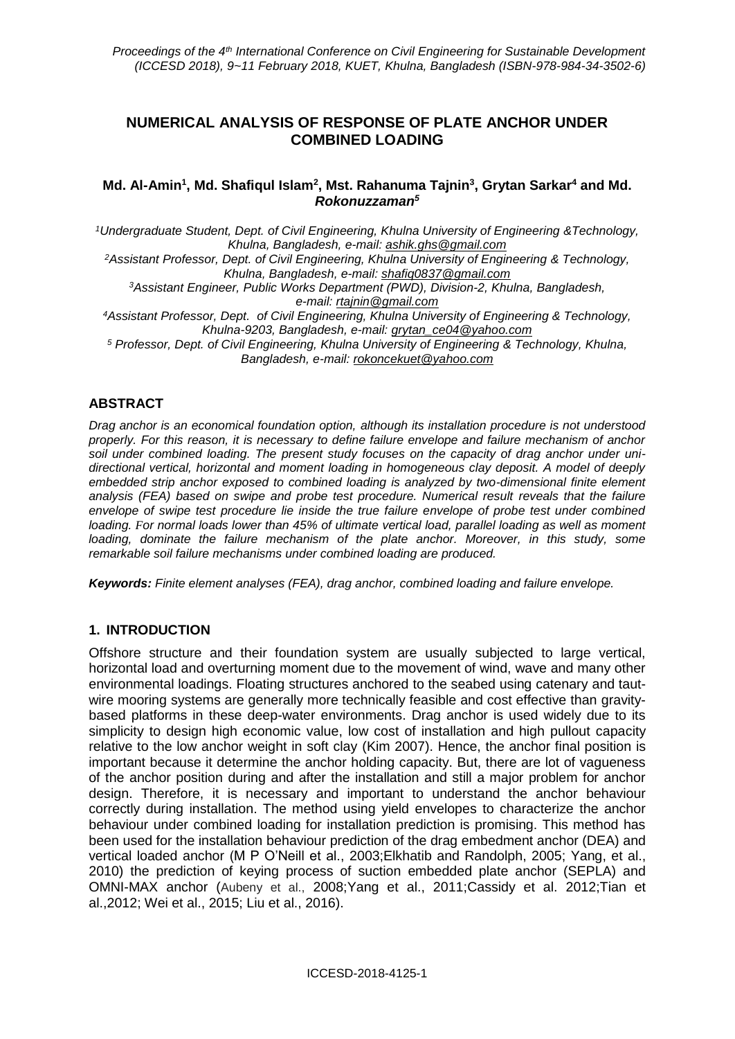# NUMERICAL ANALYSIS OF RESPONSE OF PLATE ANCHOR UNDER COMBINED LOADING

**Md. Al-Amin[1], Md. Shafiqul Islam[2], Mst. Rahanuma Tajnin[3], Grytan Sarkar[4] and Md. *Rokonuzzaman[5]***

*[1]Undergraduate Student, Dept. of Civil Engineering, Khulna University of Engineering &Technology, Khulna, Bangladesh, e-mail: ashik.ghs@gmail.com*

*[2]Assistant Professor, Dept. of Civil Engineering, Khulna University of Engineering & Technology, Khulna, Bangladesh, e-mail: shafiq0837@gmail.com*

*[3]Assistant Engineer, Public Works Department (PWD), Division-2, Khulna, Bangladesh, e-mail: rtajnin@gmail.com*

*[4]Assistant Professor, Dept. of Civil Engineering, Khulna University of Engineering & Technology, Khulna-9203, Bangladesh, e-mail: grytan_ce04@yahoo.com*

*[5] Professor, Dept. of Civil Engineering, Khulna University of Engineering & Technology, Khulna, Bangladesh, e-mail: rokoncekuet@yahoo.com*

## ABSTRACT

*Drag anchor is an economical foundation option, although its installation procedure is not understood properly. For this reason, it is necessary to define failure envelope and failure mechanism of anchor soil under combined loading. The present study focuses on the capacity of drag anchor under uni-directional vertical, horizontal and moment loading in homogeneous clay deposit. A model of deeply embedded strip anchor exposed to combined loading is analyzed by two-dimensional finite element analysis (FEA) based on swipe and probe test procedure. Numerical result reveals that the failure envelope of swipe test procedure lie inside the true failure envelope of probe test under combined loading. For normal loads lower than 45% of ultimate vertical load, parallel loading as well as moment loading, dominate the failure mechanism of the plate anchor. Moreover, in this study, some remarkable soil failure mechanisms under combined loading are produced.*

***Keywords:** Finite element analyses (FEA), drag anchor, combined loading and failure envelope.*

## 1. INTRODUCTION

Offshore structure and their foundation system are usually subjected to large vertical, horizontal load and overturning moment due to the movement of wind, wave and many other environmental loadings. Floating structures anchored to the seabed using catenary and taut-wire mooring systems are generally more technically feasible and cost effective than gravity-based platforms in these deep-water environments. Drag anchor is used widely due to its simplicity to design high economic value, low cost of installation and high pullout capacity relative to the low anchor weight in soft clay (Kim 2007). Hence, the anchor final position is important because it determine the anchor holding capacity. But, there are lot of vagueness of the anchor position during and after the installation and still a major problem for anchor design. Therefore, it is necessary and important to understand the anchor behaviour correctly during installation. The method using yield envelopes to characterize the anchor behaviour under combined loading for installation prediction is promising. This method has been used for the installation behaviour prediction of the drag embedment anchor (DEA) and vertical loaded anchor (M P O'Neill et al., 2003;Elkhatib and Randolph, 2005; Yang, et al., 2010) the prediction of keying process of suction embedded plate anchor (SEPLA) and OMNI-MAX anchor (Aubeny et al., 2008;Yang et al., 2011;Cassidy et al. 2012;Tian et al.,2012; Wei et al., 2015; Liu et al., 2016).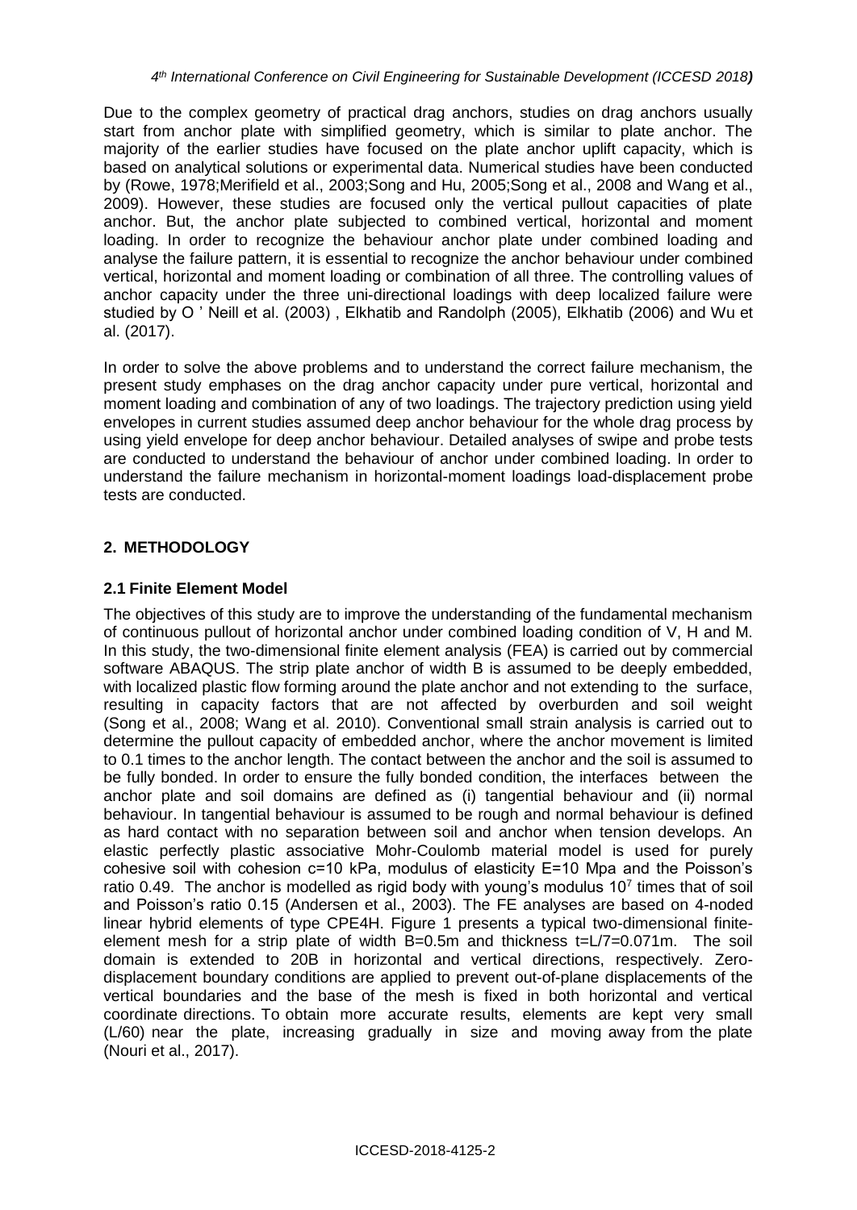Due to the complex geometry of practical drag anchors, studies on drag anchors usually start from anchor plate with simplified geometry, which is similar to plate anchor. The majority of the earlier studies have focused on the plate anchor uplift capacity, which is based on analytical solutions or experimental data. Numerical studies have been conducted by (Rowe, 1978;Merifield et al., 2003;Song and Hu, 2005;Song et al., 2008 and Wang et al., 2009). However, these studies are focused only the vertical pullout capacities of plate anchor. But, the anchor plate subjected to combined vertical, horizontal and moment loading. In order to recognize the behaviour anchor plate under combined loading and analyse the failure pattern, it is essential to recognize the anchor behaviour under combined vertical, horizontal and moment loading or combination of all three. The controlling values of anchor capacity under the three uni-directional loadings with deep localized failure were studied by O ' Neill et al. (2003) , Elkhatib and Randolph (2005), Elkhatib (2006) and Wu et al. (2017).

In order to solve the above problems and to understand the correct failure mechanism, the present study emphases on the drag anchor capacity under pure vertical, horizontal and moment loading and combination of any of two loadings. The trajectory prediction using yield envelopes in current studies assumed deep anchor behaviour for the whole drag process by using yield envelope for deep anchor behaviour. Detailed analyses of swipe and probe tests are conducted to understand the behaviour of anchor under combined loading. In order to understand the failure mechanism in horizontal-moment loadings load-displacement probe tests are conducted.

## 2. METHODOLOGY

### 2.1 Finite Element Model

The objectives of this study are to improve the understanding of the fundamental mechanism of continuous pullout of horizontal anchor under combined loading condition of V, H and M. In this study, the two-dimensional finite element analysis (FEA) is carried out by commercial software ABAQUS. The strip plate anchor of width B is assumed to be deeply embedded, with localized plastic flow forming around the plate anchor and not extending to the surface, resulting in capacity factors that are not affected by overburden and soil weight (Song et al., 2008; Wang et al. 2010). Conventional small strain analysis is carried out to determine the pullout capacity of embedded anchor, where the anchor movement is limited to 0.1 times to the anchor length. The contact between the anchor and the soil is assumed to be fully bonded. In order to ensure the fully bonded condition, the interfaces between the anchor plate and soil domains are defined as (i) tangential behaviour and (ii) normal behaviour. In tangential behaviour is assumed to be rough and normal behaviour is defined as hard contact with no separation between soil and anchor when tension develops. An elastic perfectly plastic associative Mohr-Coulomb material model is used for purely cohesive soil with cohesion c=10 kPa, modulus of elasticity E=10 Mpa and the Poisson's ratio 0.49. The anchor is modelled as rigid body with young's modulus $10^7$ times that of soil and Poisson's ratio 0.15 (Andersen et al., 2003). The FE analyses are based on 4-noded linear hybrid elements of type CPE4H. Figure 1 presents a typical two-dimensional finite-element mesh for a strip plate of width B=0.5m and thickness t=L/7=0.071m. The soil domain is extended to 20B in horizontal and vertical directions, respectively. Zero-displacement boundary conditions are applied to prevent out-of-plane displacements of the vertical boundaries and the base of the mesh is fixed in both horizontal and vertical coordinate directions. To obtain more accurate results, elements are kept very small (L/60) near the plate, increasing gradually in size and moving away from the plate (Nouri et al., 2017).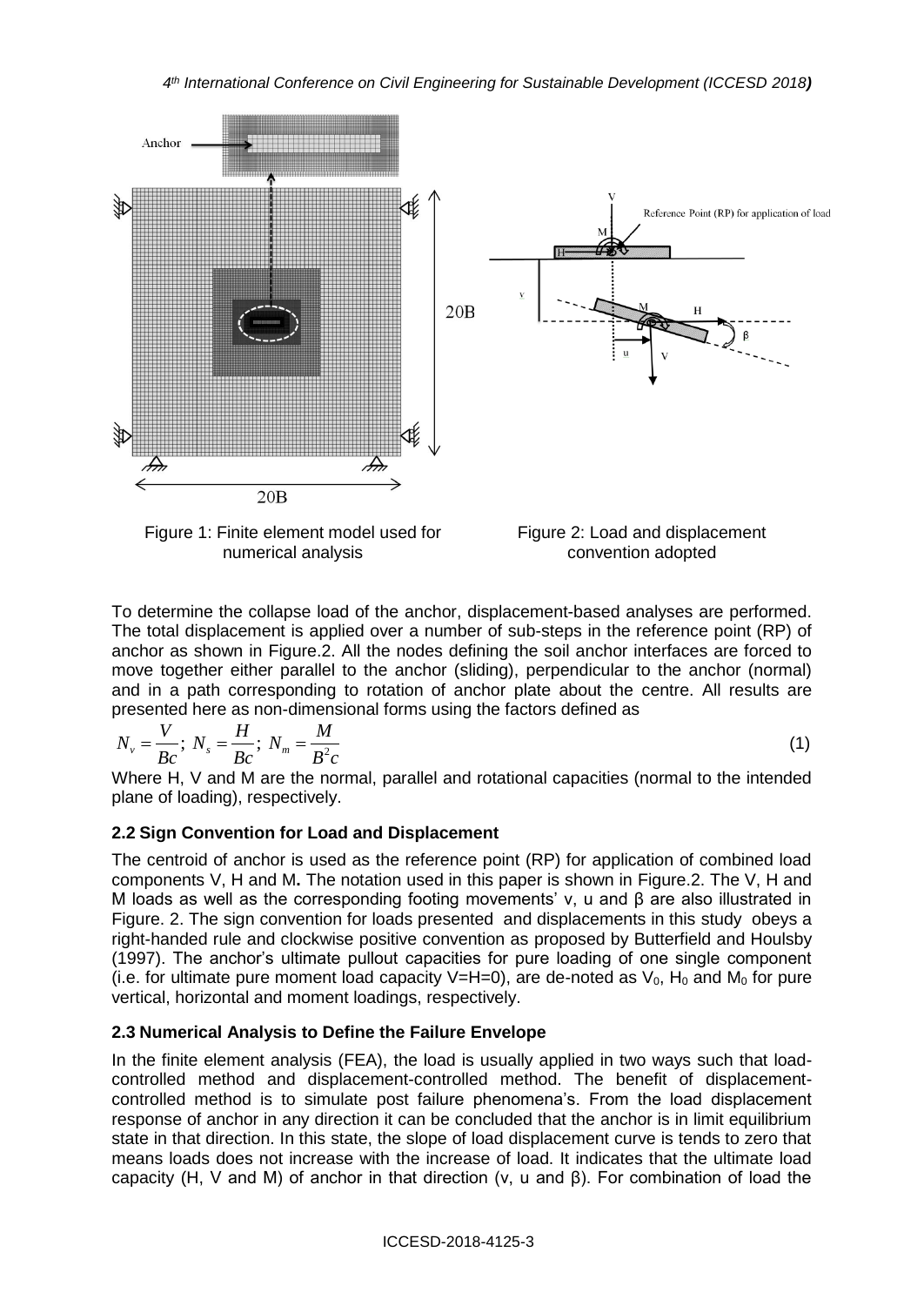Figure 1: Finite element model used for numerical analysis

Figure 2: Load and displacement convention adopted

To determine the collapse load of the anchor, displacement-based analyses are performed. The total displacement is applied over a number of sub-steps in the reference point (RP) of anchor as shown in Figure.2. All the nodes defining the soil anchor interfaces are forced to move together either parallel to the anchor (sliding), perpendicular to the anchor (normal) and in a path corresponding to rotation of anchor plate about the centre. All results are presented here as non-dimensional forms using the factors defined as

$$N_v = \frac{V}{Bc};\ N_s = \frac{H}{Bc};\ N_m = \frac{M}{B^2 c} \tag{1}$$

Where H, V and M are the normal, parallel and rotational capacities (normal to the intended plane of loading), respectively.

### 2.2 Sign Convention for Load and Displacement

The centroid of anchor is used as the reference point (RP) for application of combined load components V, H and M**.** The notation used in this paper is shown in Figure.2. The V, H and M loads as well as the corresponding footing movements' v, u and β are also illustrated in Figure. 2. The sign convention for loads presented and displacements in this study obeys a right-handed rule and clockwise positive convention as proposed by Butterfield and Houlsby (1997). The anchor's ultimate pullout capacities for pure loading of one single component (i.e. for ultimate pure moment load capacity V=H=0), are de-noted as $V_0$, $H_0$ and $M_0$ for pure vertical, horizontal and moment loadings, respectively.

### 2.3 Numerical Analysis to Define the Failure Envelope

In the finite element analysis (FEA), the load is usually applied in two ways such that load-controlled method and displacement-controlled method. The benefit of displacement-controlled method is to simulate post failure phenomena's. From the load displacement response of anchor in any direction it can be concluded that the anchor is in limit equilibrium state in that direction. In this state, the slope of load displacement curve is tends to zero that means loads does not increase with the increase of load. It indicates that the ultimate load capacity (H, V and M) of anchor in that direction (v, u and β). For combination of load the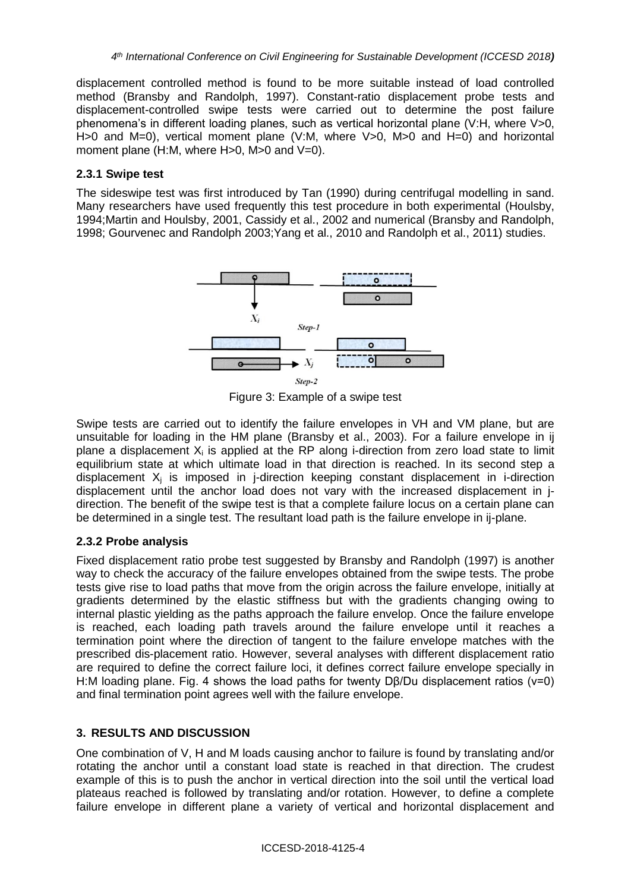displacement controlled method is found to be more suitable instead of load controlled method (Bransby and Randolph, 1997). Constant-ratio displacement probe tests and displacement-controlled swipe tests were carried out to determine the post failure phenomena's in different loading planes, such as vertical horizontal plane (V:H, where V>0, H>0 and M=0), vertical moment plane (V:M, where V>0, M>0 and H=0) and horizontal moment plane (H:M, where H>0, M>0 and V=0).

### 2.3.1 Swipe test

The sideswipe test was first introduced by Tan (1990) during centrifugal modelling in sand. Many researchers have used frequently this test procedure in both experimental (Houlsby, 1994;Martin and Houlsby, 2001, Cassidy et al., 2002 and numerical (Bransby and Randolph, 1998; Gourvenec and Randolph 2003;Yang et al., 2010 and Randolph et al., 2011) studies.

Figure 3: Example of a swipe test

Swipe tests are carried out to identify the failure envelopes in VH and VM plane, but are unsuitable for loading in the HM plane (Bransby et al., 2003). For a failure envelope in ij plane a displacement $X_i$ is applied at the RP along i-direction from zero load state to limit equilibrium state at which ultimate load in that direction is reached. In its second step a displacement $X_j$ is imposed in j-direction keeping constant displacement in i-direction displacement until the anchor load does not vary with the increased displacement in j-direction. The benefit of the swipe test is that a complete failure locus on a certain plane can be determined in a single test. The resultant load path is the failure envelope in ij-plane.

### 2.3.2 Probe analysis

Fixed displacement ratio probe test suggested by Bransby and Randolph (1997) is another way to check the accuracy of the failure envelopes obtained from the swipe tests. The probe tests give rise to load paths that move from the origin across the failure envelope, initially at gradients determined by the elastic stiffness but with the gradients changing owing to internal plastic yielding as the paths approach the failure envelop. Once the failure envelope is reached, each loading path travels around the failure envelope until it reaches a termination point where the direction of tangent to the failure envelope matches with the prescribed dis-placement ratio. However, several analyses with different displacement ratio are required to define the correct failure loci, it defines correct failure envelope specially in H:M loading plane. Fig. 4 shows the load paths for twenty $D\beta/Du$ displacement ratios (v=0) and final termination point agrees well with the failure envelope.

## 3. RESULTS AND DISCUSSION

One combination of V, H and M loads causing anchor to failure is found by translating and/or rotating the anchor until a constant load state is reached in that direction. The crudest example of this is to push the anchor in vertical direction into the soil until the vertical load plateaus reached is followed by translating and/or rotation. However, to define a complete failure envelope in different plane a variety of vertical and horizontal displacement and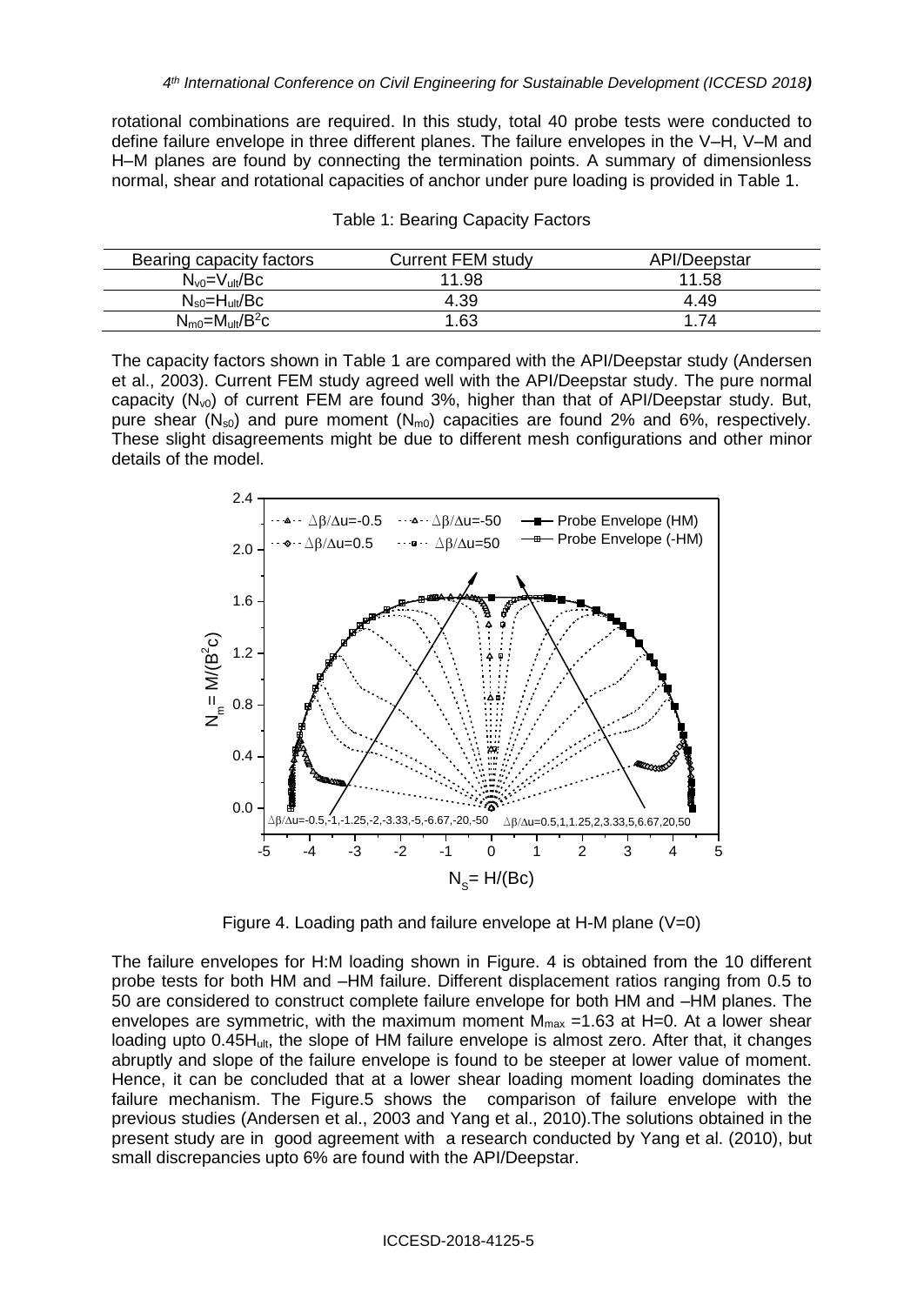rotational combinations are required. In this study, total 40 probe tests were conducted to define failure envelope in three different planes. The failure envelopes in the V–H, V–M and H–M planes are found by connecting the termination points. A summary of dimensionless normal, shear and rotational capacities of anchor under pure loading is provided in Table 1.

Table 1: Bearing Capacity Factors

| Bearing capacity factors | Current FEM study | API/Deepstar |
|---|---|---|
| $N_{v0}=V_{ult}/Bc$ | 11.98 | 11.58 |
| $N_{s0}=H_{ult}/Bc$ | 4.39 | 4.49 |
| $N_{m0}=M_{ult}/B^2c$ | 1.63 | 1.74 |

The capacity factors shown in Table 1 are compared with the API/Deepstar study (Andersen et al., 2003). Current FEM study agreed well with the API/Deepstar study. The pure normal capacity ($N_{v0}$) of current FEM are found 3%, higher than that of API/Deepstar study. But, pure shear ($N_{s0}$) and pure moment ($N_{m0}$) capacities are found 2% and 6%, respectively. These slight disagreements might be due to different mesh configurations and other minor details of the model.

Figure 4. Loading path and failure envelope at H-M plane (V=0)

The failure envelopes for H:M loading shown in Figure. 4 is obtained from the 10 different probe tests for both HM and –HM failure. Different displacement ratios ranging from 0.5 to 50 are considered to construct complete failure envelope for both HM and –HM planes. The envelopes are symmetric, with the maximum moment $M_{max}$ =1.63 at H=0. At a lower shear loading upto $0.45H_{ult}$, the slope of HM failure envelope is almost zero. After that, it changes abruptly and slope of the failure envelope is found to be steeper at lower value of moment. Hence, it can be concluded that at a lower shear loading moment loading dominates the failure mechanism. The Figure.5 shows the comparison of failure envelope with the previous studies (Andersen et al., 2003 and Yang et al., 2010).The solutions obtained in the present study are in good agreement with a research conducted by Yang et al. (2010), but small discrepancies upto 6% are found with the API/Deepstar.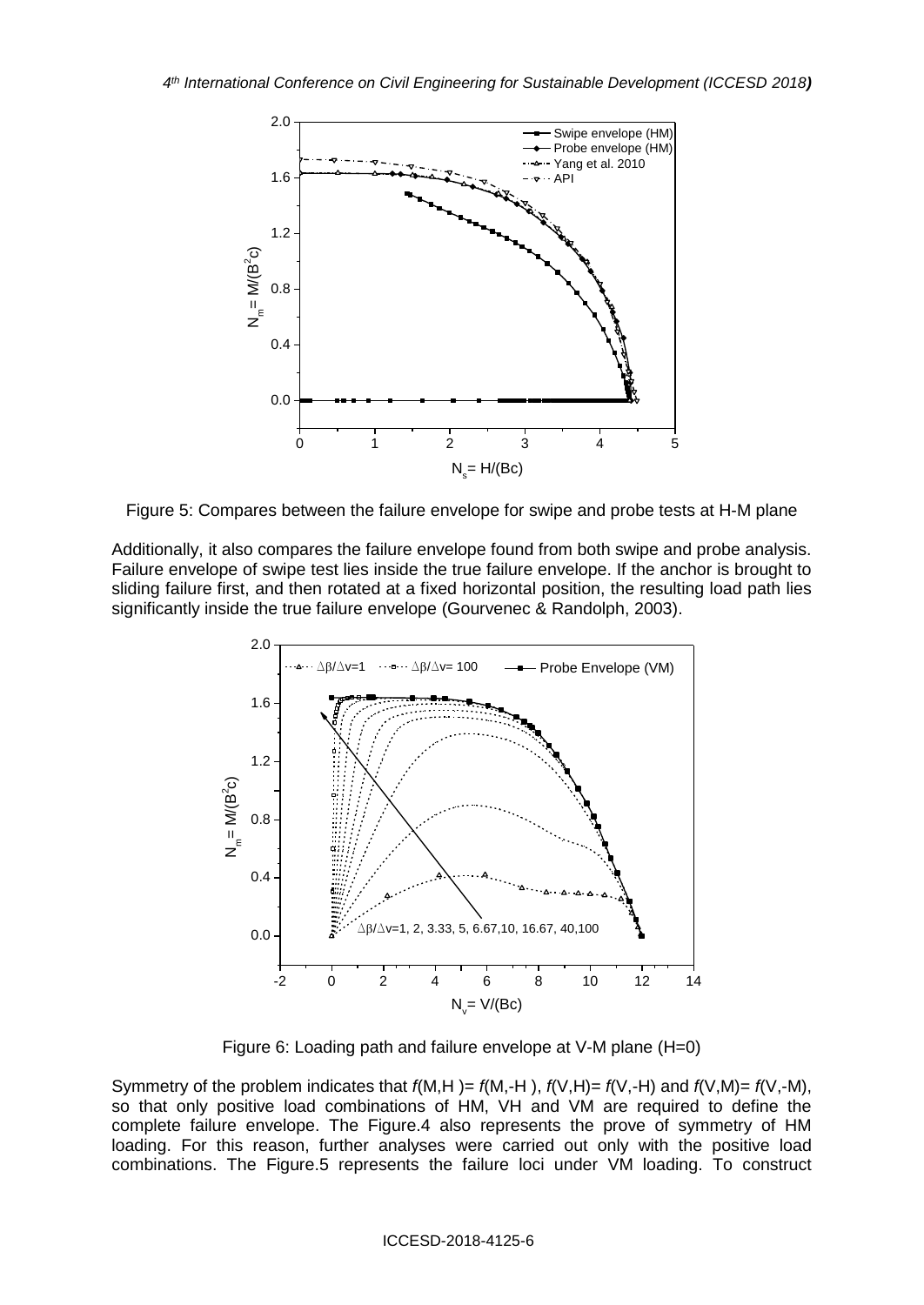Figure 5: Compares between the failure envelope for swipe and probe tests at H-M plane

Additionally, it also compares the failure envelope found from both swipe and probe analysis. Failure envelope of swipe test lies inside the true failure envelope. If the anchor is brought to sliding failure first, and then rotated at a fixed horizontal position, the resulting load path lies significantly inside the true failure envelope (Gourvenec & Randolph, 2003).

Figure 6: Loading path and failure envelope at V-M plane (H=0)

Symmetry of the problem indicates that $f(M,H) = f(M,-H)$, $f(V,H) = f(V,-H)$ and $f(V,M) = f(V,-M)$, so that only positive load combinations of HM, VH and VM are required to define the complete failure envelope. The Figure.4 also represents the prove of symmetry of HM loading. For this reason, further analyses were carried out only with the positive load combinations. The Figure.5 represents the failure loci under VM loading. To construct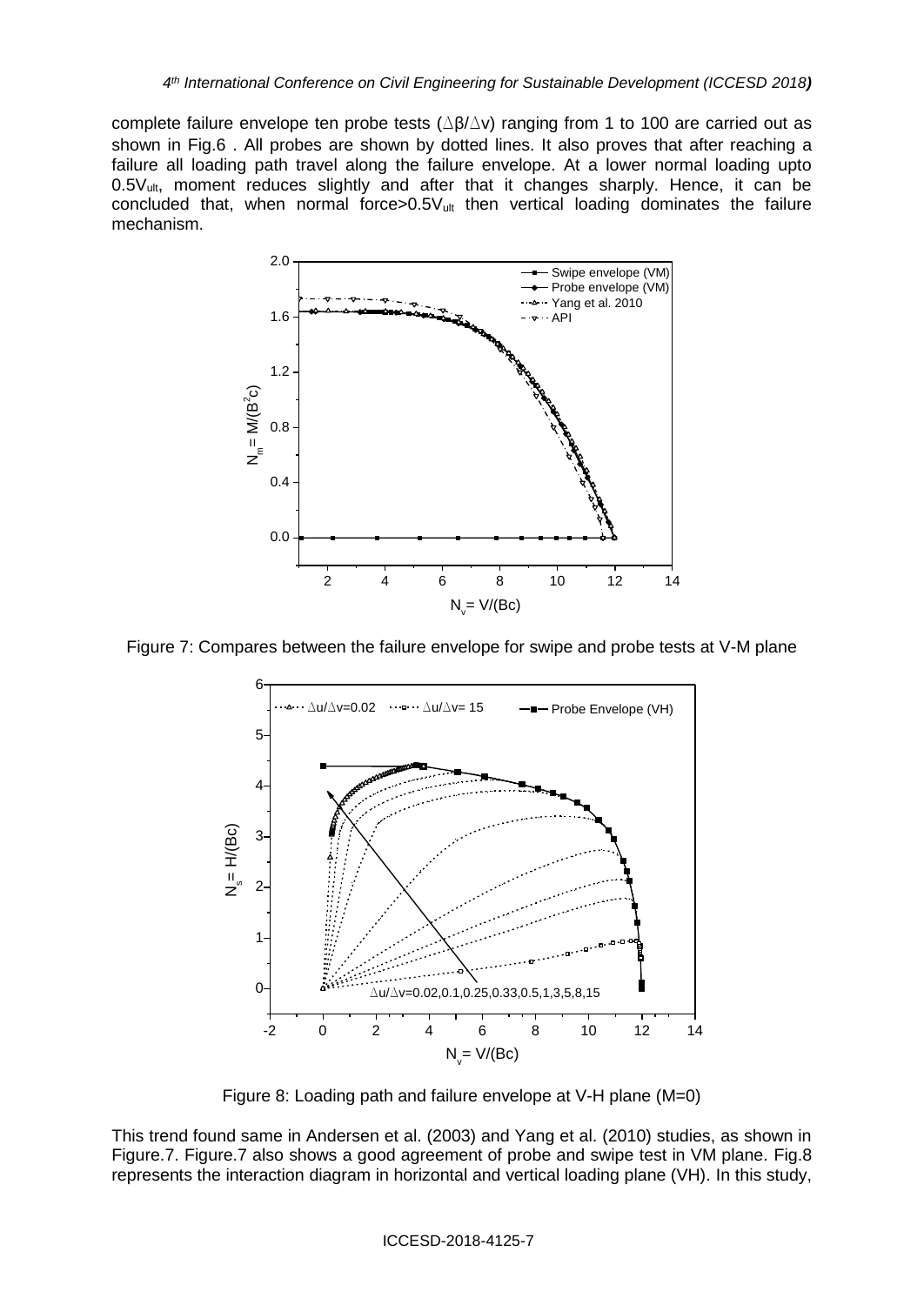complete failure envelope ten probe tests ($\Delta\beta/\Delta v$) ranging from 1 to 100 are carried out as shown in Fig.6 . All probes are shown by dotted lines. It also proves that after reaching a failure all loading path travel along the failure envelope. At a lower normal loading upto $0.5V_{ult}$, moment reduces slightly and after that it changes sharply. Hence, it can be concluded that, when normal force>$0.5V_{ult}$ then vertical loading dominates the failure mechanism.

Figure 7: Compares between the failure envelope for swipe and probe tests at V-M plane

Figure 8: Loading path and failure envelope at V-H plane (M=0)

This trend found same in Andersen et al. (2003) and Yang et al. (2010) studies, as shown in Figure.7. Figure.7 also shows a good agreement of probe and swipe test in VM plane. Fig.8 represents the interaction diagram in horizontal and vertical loading plane (VH). In this study,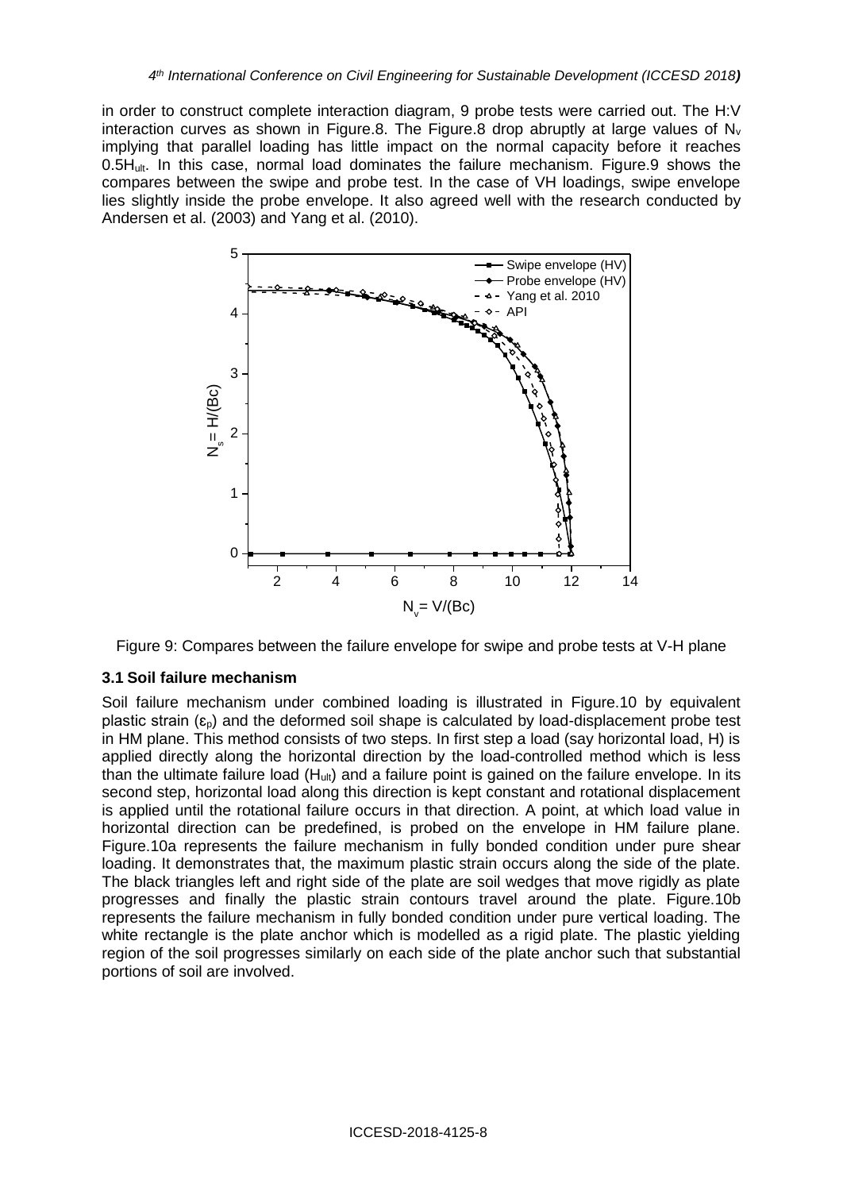in order to construct complete interaction diagram, 9 probe tests were carried out. The H:V interaction curves as shown in Figure.8. The Figure.8 drop abruptly at large values of $N_v$ implying that parallel loading has little impact on the normal capacity before it reaches $0.5H_{ult}$. In this case, normal load dominates the failure mechanism. Figure.9 shows the compares between the swipe and probe test. In the case of VH loadings, swipe envelope lies slightly inside the probe envelope. It also agreed well with the research conducted by Andersen et al. (2003) and Yang et al. (2010).

Figure 9: Compares between the failure envelope for swipe and probe tests at V-H plane

### 3.1 Soil failure mechanism

Soil failure mechanism under combined loading is illustrated in Figure.10 by equivalent plastic strain ($\varepsilon_p$) and the deformed soil shape is calculated by load-displacement probe test in HM plane. This method consists of two steps. In first step a load (say horizontal load, H) is applied directly along the horizontal direction by the load-controlled method which is less than the ultimate failure load ($H_{ult}$) and a failure point is gained on the failure envelope. In its second step, horizontal load along this direction is kept constant and rotational displacement is applied until the rotational failure occurs in that direction. A point, at which load value in horizontal direction can be predefined, is probed on the envelope in HM failure plane. Figure.10a represents the failure mechanism in fully bonded condition under pure shear loading. It demonstrates that, the maximum plastic strain occurs along the side of the plate. The black triangles left and right side of the plate are soil wedges that move rigidly as plate progresses and finally the plastic strain contours travel around the plate. Figure.10b represents the failure mechanism in fully bonded condition under pure vertical loading. The white rectangle is the plate anchor which is modelled as a rigid plate. The plastic yielding region of the soil progresses similarly on each side of the plate anchor such that substantial portions of soil are involved.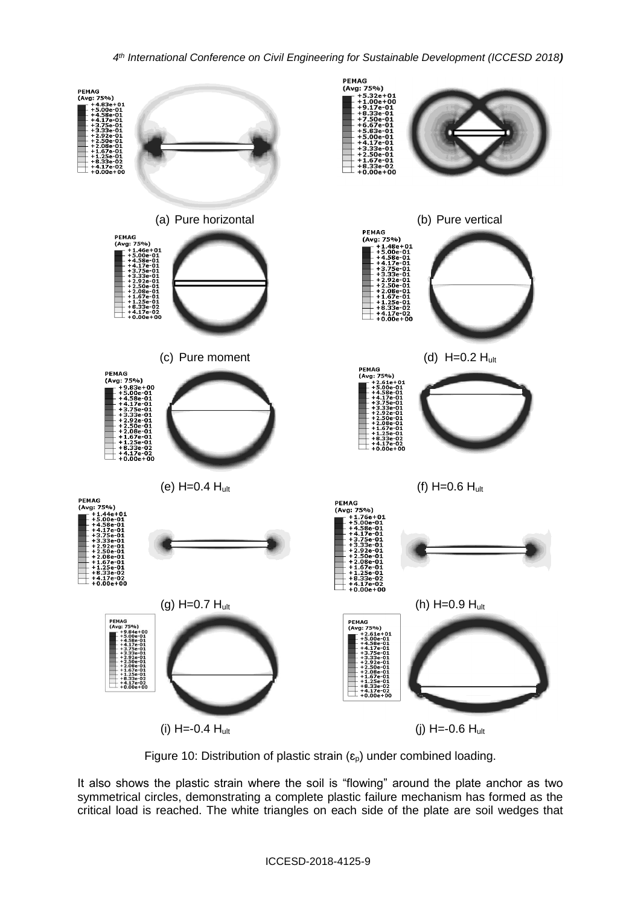(a) Pure horizontal

(b) Pure vertical

(c) Pure moment

(d) $H$=0.2 $H_{ult}$

(e) $H$=0.4 $H_{ult}$

(f) $H$=0.6 $H_{ult}$

(g) $H$=0.7 $H_{ult}$

(h) $H$=0.9 $H_{ult}$

(i) $H$=-0.4 $H_{ult}$

(j) $H$=-0.6 $H_{ult}$

Figure 10: Distribution of plastic strain ($\varepsilon_p$) under combined loading.

It also shows the plastic strain where the soil is "flowing" around the plate anchor as two symmetrical circles, demonstrating a complete plastic failure mechanism has formed as the critical load is reached. The white triangles on each side of the plate are soil wedges that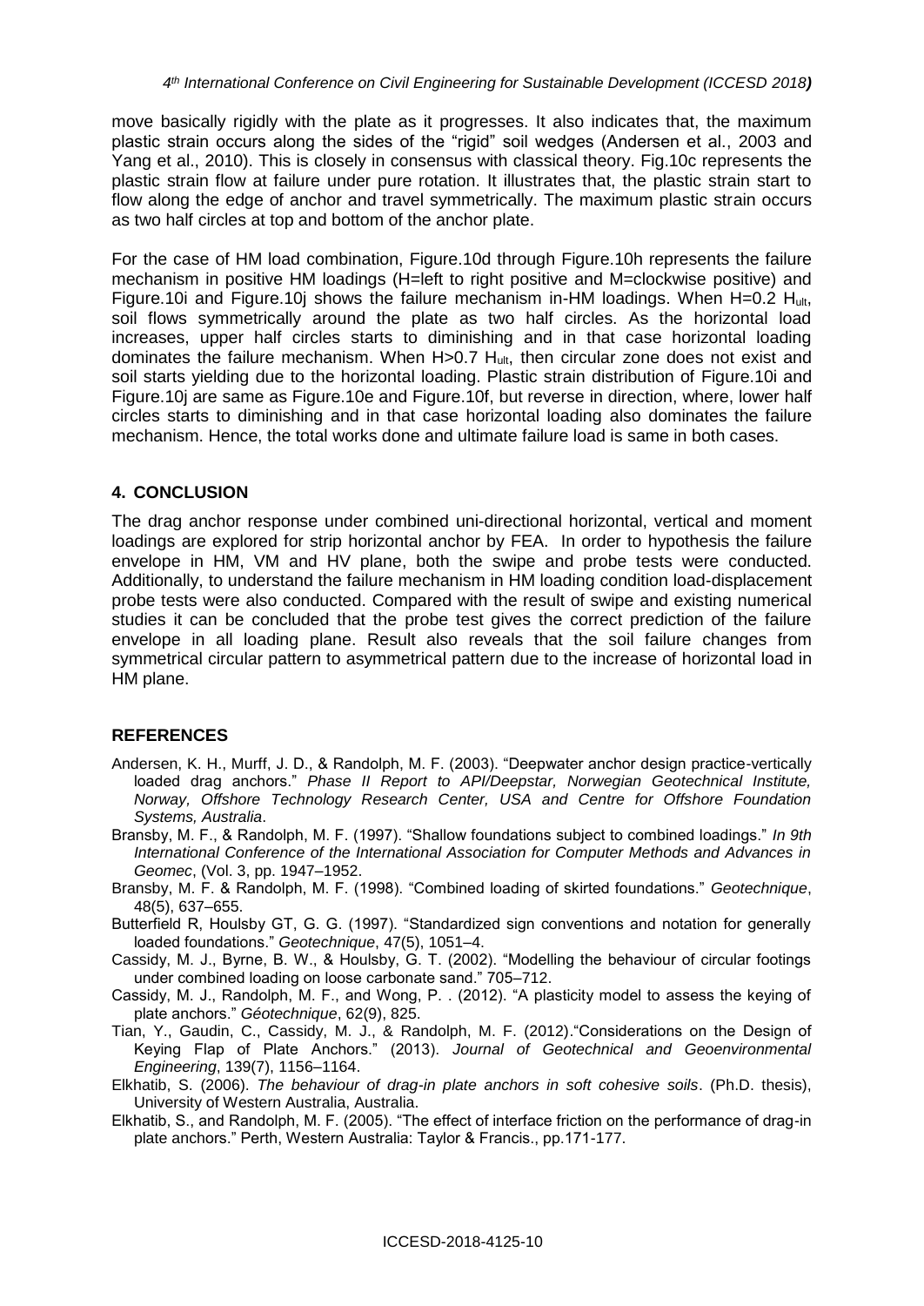move basically rigidly with the plate as it progresses. It also indicates that, the maximum plastic strain occurs along the sides of the "rigid" soil wedges (Andersen et al., 2003 and Yang et al., 2010). This is closely in consensus with classical theory. Fig.10c represents the plastic strain flow at failure under pure rotation. It illustrates that, the plastic strain start to flow along the edge of anchor and travel symmetrically. The maximum plastic strain occurs as two half circles at top and bottom of the anchor plate.

For the case of HM load combination, Figure.10d through Figure.10h represents the failure mechanism in positive HM loadings (H=left to right positive and M=clockwise positive) and Figure.10i and Figure.10j shows the failure mechanism in-HM loadings. When H=0.2 $H_{ult}$, soil flows symmetrically around the plate as two half circles. As the horizontal load increases, upper half circles starts to diminishing and in that case horizontal loading dominates the failure mechanism. When H>0.7 $H_{ult}$, then circular zone does not exist and soil starts yielding due to the horizontal loading. Plastic strain distribution of Figure.10i and Figure.10j are same as Figure.10e and Figure.10f, but reverse in direction, where, lower half circles starts to diminishing and in that case horizontal loading also dominates the failure mechanism. Hence, the total works done and ultimate failure load is same in both cases.

## 4. CONCLUSION

The drag anchor response under combined uni-directional horizontal, vertical and moment loadings are explored for strip horizontal anchor by FEA. In order to hypothesis the failure envelope in HM, VM and HV plane, both the swipe and probe tests were conducted. Additionally, to understand the failure mechanism in HM loading condition load-displacement probe tests were also conducted. Compared with the result of swipe and existing numerical studies it can be concluded that the probe test gives the correct prediction of the failure envelope in all loading plane. Result also reveals that the soil failure changes from symmetrical circular pattern to asymmetrical pattern due to the increase of horizontal load in HM plane.

## REFERENCES

Andersen, K. H., Murff, J. D., & Randolph, M. F. (2003). "Deepwater anchor design practice-vertically loaded drag anchors." *Phase II Report to API/Deepstar, Norwegian Geotechnical Institute, Norway, Offshore Technology Research Center, USA and Centre for Offshore Foundation Systems, Australia*.

Bransby, M. F., & Randolph, M. F. (1997). "Shallow foundations subject to combined loadings." *In 9th International Conference of the International Association for Computer Methods and Advances in Geomec*, (Vol. 3, pp. 1947–1952.

Bransby, M. F. & Randolph, M. F. (1998). "Combined loading of skirted foundations." *Geotechnique*, 48(5), 637–655.

Butterfield R, Houlsby GT, G. G. (1997). "Standardized sign conventions and notation for generally loaded foundations." *Geotechnique*, 47(5), 1051–4.

Cassidy, M. J., Byrne, B. W., & Houlsby, G. T. (2002). "Modelling the behaviour of circular footings under combined loading on loose carbonate sand." 705–712.

Cassidy, M. J., Randolph, M. F., and Wong, P. . (2012). "A plasticity model to assess the keying of plate anchors." *Géotechnique*, 62(9), 825.

Tian, Y., Gaudin, C., Cassidy, M. J., & Randolph, M. F. (2012)."Considerations on the Design of Keying Flap of Plate Anchors." (2013). *Journal of Geotechnical and Geoenvironmental Engineering*, 139(7), 1156–1164.

Elkhatib, S. (2006). *The behaviour of drag-in plate anchors in soft cohesive soils*. (Ph.D. thesis), University of Western Australia, Australia.

Elkhatib, S., and Randolph, M. F. (2005). "The effect of interface friction on the performance of drag-in plate anchors." Perth, Western Australia: Taylor & Francis., pp.171-177.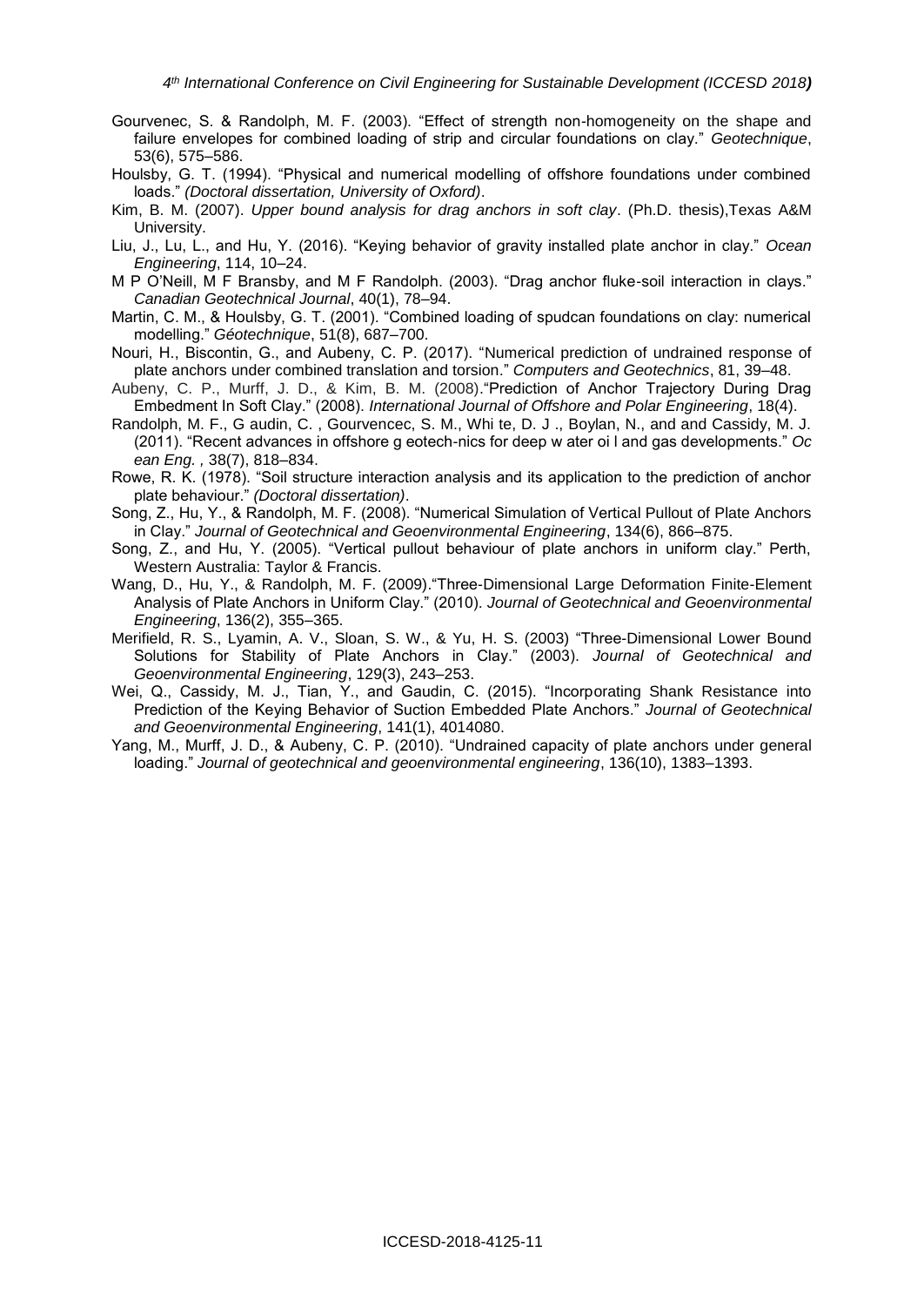Gourvenec, S. & Randolph, M. F. (2003). "Effect of strength non-homogeneity on the shape and failure envelopes for combined loading of strip and circular foundations on clay." *Geotechnique*, 53(6), 575–586.

Houlsby, G. T. (1994). "Physical and numerical modelling of offshore foundations under combined loads." *(Doctoral dissertation, University of Oxford)*.

Kim, B. M. (2007). *Upper bound analysis for drag anchors in soft clay*. (Ph.D. thesis),Texas A&M University.

Liu, J., Lu, L., and Hu, Y. (2016). "Keying behavior of gravity installed plate anchor in clay." *Ocean Engineering*, 114, 10–24.

M P O'Neill, M F Bransby, and M F Randolph. (2003). "Drag anchor fluke-soil interaction in clays." *Canadian Geotechnical Journal*, 40(1), 78–94.

Martin, C. M., & Houlsby, G. T. (2001). "Combined loading of spudcan foundations on clay: numerical modelling." *Géotechnique*, 51(8), 687–700.

Nouri, H., Biscontin, G., and Aubeny, C. P. (2017). "Numerical prediction of undrained response of plate anchors under combined translation and torsion." *Computers and Geotechnics*, 81, 39–48.

Aubeny, C. P., Murff, J. D., & Kim, B. M. (2008)."Prediction of Anchor Trajectory During Drag Embedment In Soft Clay." (2008). *International Journal of Offshore and Polar Engineering*, 18(4).

Randolph, M. F., G audin, C. , Gourvencec, S. M., Whi te, D. J ., Boylan, N., and and Cassidy, M. J. (2011). "Recent advances in offshore g eotech-nics for deep w ater oi l and gas developments." *Oc ean Eng. ,* 38(7), 818–834.

Rowe, R. K. (1978). "Soil structure interaction analysis and its application to the prediction of anchor plate behaviour." *(Doctoral dissertation)*.

Song, Z., Hu, Y., & Randolph, M. F. (2008). "Numerical Simulation of Vertical Pullout of Plate Anchors in Clay." *Journal of Geotechnical and Geoenvironmental Engineering*, 134(6), 866–875.

Song, Z., and Hu, Y. (2005). "Vertical pullout behaviour of plate anchors in uniform clay." Perth, Western Australia: Taylor & Francis.

Wang, D., Hu, Y., & Randolph, M. F. (2009)."Three-Dimensional Large Deformation Finite-Element Analysis of Plate Anchors in Uniform Clay." (2010). *Journal of Geotechnical and Geoenvironmental Engineering*, 136(2), 355–365.

Merifield, R. S., Lyamin, A. V., Sloan, S. W., & Yu, H. S. (2003) "Three-Dimensional Lower Bound Solutions for Stability of Plate Anchors in Clay." (2003). *Journal of Geotechnical and Geoenvironmental Engineering*, 129(3), 243–253.

Wei, Q., Cassidy, M. J., Tian, Y., and Gaudin, C. (2015). "Incorporating Shank Resistance into Prediction of the Keying Behavior of Suction Embedded Plate Anchors." *Journal of Geotechnical and Geoenvironmental Engineering*, 141(1), 4014080.

Yang, M., Murff, J. D., & Aubeny, C. P. (2010). "Undrained capacity of plate anchors under general loading." *Journal of geotechnical and geoenvironmental engineering*, 136(10), 1383–1393.